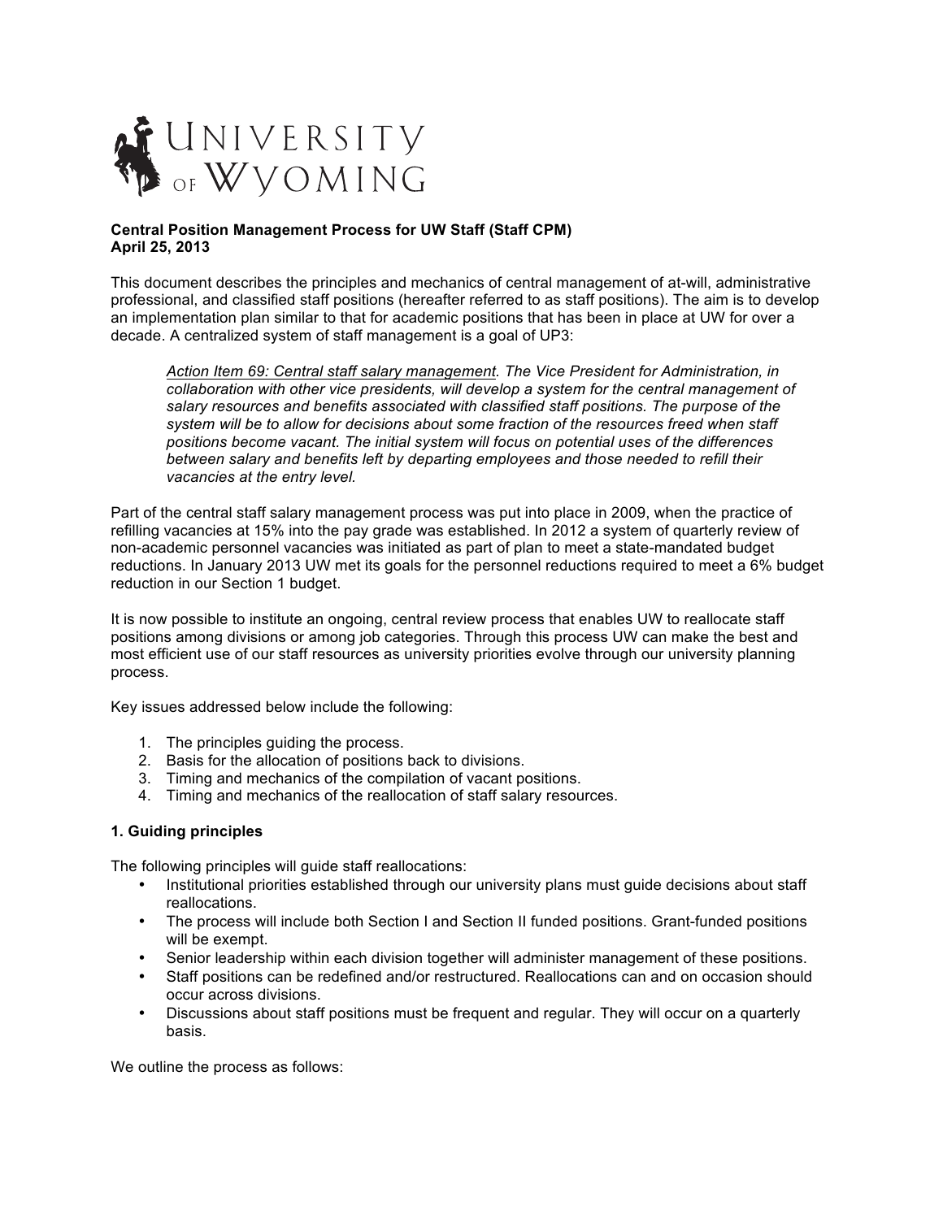University of Wyoming

**Central Position Management Process for UW Staff (Staff CPM)**
**April 25, 2013**

This document describes the principles and mechanics of central management of at-will, administrative professional, and classified staff positions (hereafter referred to as staff positions). The aim is to develop an implementation plan similar to that for academic positions that has been in place at UW for over a decade. A centralized system of staff management is a goal of UP3:

> *Action Item 69: Central staff salary management. The Vice President for Administration, in collaboration with other vice presidents, will develop a system for the central management of salary resources and benefits associated with classified staff positions. The purpose of the system will be to allow for decisions about some fraction of the resources freed when staff positions become vacant. The initial system will focus on potential uses of the differences between salary and benefits left by departing employees and those needed to refill their vacancies at the entry level.*

Part of the central staff salary management process was put into place in 2009, when the practice of refilling vacancies at 15% into the pay grade was established. In 2012 a system of quarterly review of non-academic personnel vacancies was initiated as part of plan to meet a state-mandated budget reductions. In January 2013 UW met its goals for the personnel reductions required to meet a 6% budget reduction in our Section 1 budget.

It is now possible to institute an ongoing, central review process that enables UW to reallocate staff positions among divisions or among job categories. Through this process UW can make the best and most efficient use of our staff resources as university priorities evolve through our university planning process.

Key issues addressed below include the following:

1. The principles guiding the process.
2. Basis for the allocation of positions back to divisions.
3. Timing and mechanics of the compilation of vacant positions.
4. Timing and mechanics of the reallocation of staff salary resources.

### 1. Guiding principles

The following principles will guide staff reallocations:

- Institutional priorities established through our university plans must guide decisions about staff reallocations.
- The process will include both Section I and Section II funded positions. Grant-funded positions will be exempt.
- Senior leadership within each division together will administer management of these positions.
- Staff positions can be redefined and/or restructured. Reallocations can and on occasion should occur across divisions.
- Discussions about staff positions must be frequent and regular. They will occur on a quarterly basis.

We outline the process as follows: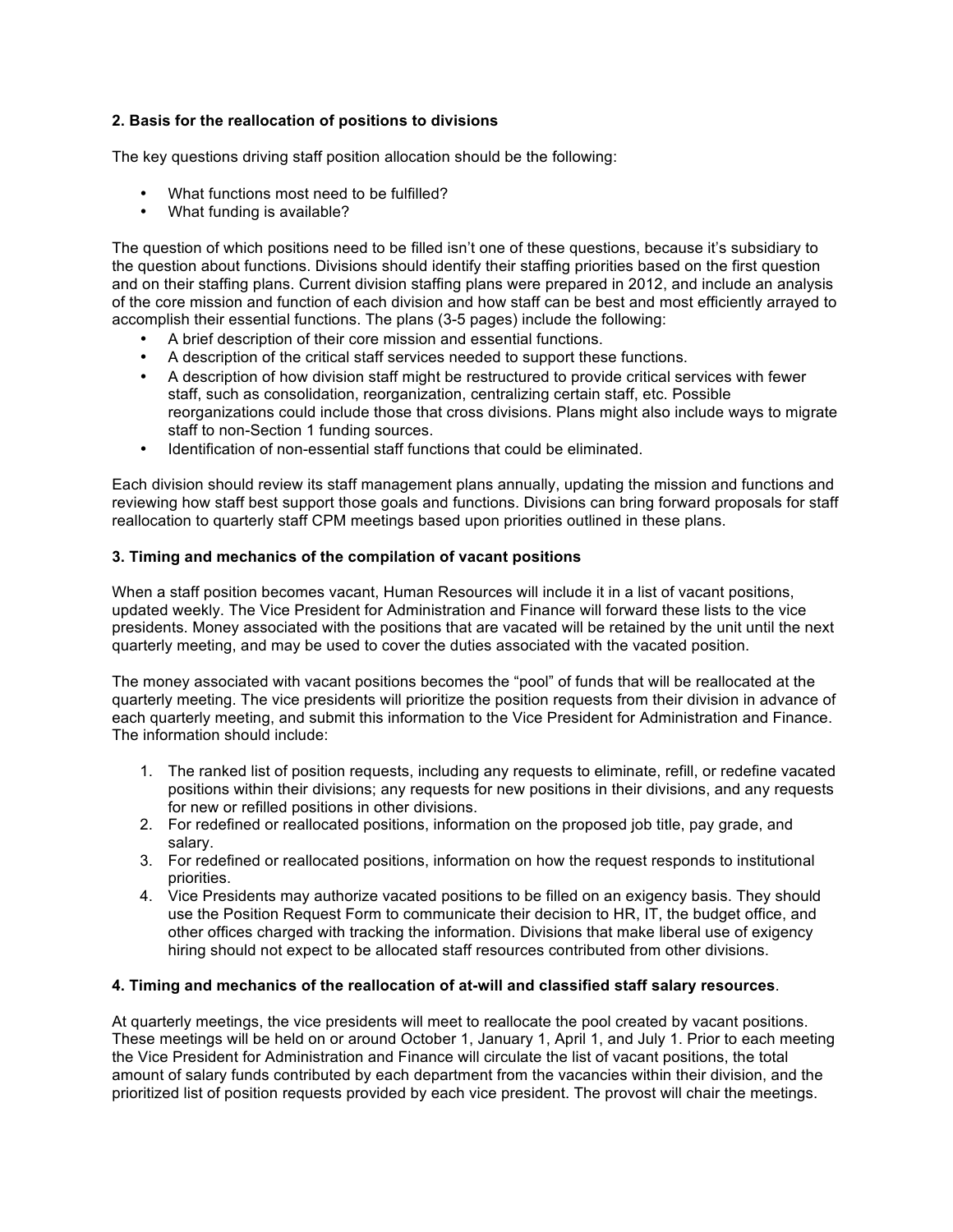**2. Basis for the reallocation of positions to divisions**

The key questions driving staff position allocation should be the following:

- What functions most need to be fulfilled?
- What funding is available?

The question of which positions need to be filled isn't one of these questions, because it's subsidiary to the question about functions. Divisions should identify their staffing priorities based on the first question and on their staffing plans. Current division staffing plans were prepared in 2012, and include an analysis of the core mission and function of each division and how staff can be best and most efficiently arrayed to accomplish their essential functions. The plans (3-5 pages) include the following:

- A brief description of their core mission and essential functions.
- A description of the critical staff services needed to support these functions.
- A description of how division staff might be restructured to provide critical services with fewer staff, such as consolidation, reorganization, centralizing certain staff, etc. Possible reorganizations could include those that cross divisions. Plans might also include ways to migrate staff to non-Section 1 funding sources.
- Identification of non-essential staff functions that could be eliminated.

Each division should review its staff management plans annually, updating the mission and functions and reviewing how staff best support those goals and functions. Divisions can bring forward proposals for staff reallocation to quarterly staff CPM meetings based upon priorities outlined in these plans.

**3. Timing and mechanics of the compilation of vacant positions**

When a staff position becomes vacant, Human Resources will include it in a list of vacant positions, updated weekly. The Vice President for Administration and Finance will forward these lists to the vice presidents. Money associated with the positions that are vacated will be retained by the unit until the next quarterly meeting, and may be used to cover the duties associated with the vacated position.

The money associated with vacant positions becomes the "pool" of funds that will be reallocated at the quarterly meeting. The vice presidents will prioritize the position requests from their division in advance of each quarterly meeting, and submit this information to the Vice President for Administration and Finance. The information should include:

1. The ranked list of position requests, including any requests to eliminate, refill, or redefine vacated positions within their divisions; any requests for new positions in their divisions, and any requests for new or refilled positions in other divisions.
2. For redefined or reallocated positions, information on the proposed job title, pay grade, and salary.
3. For redefined or reallocated positions, information on how the request responds to institutional priorities.
4. Vice Presidents may authorize vacated positions to be filled on an exigency basis. They should use the Position Request Form to communicate their decision to HR, IT, the budget office, and other offices charged with tracking the information. Divisions that make liberal use of exigency hiring should not expect to be allocated staff resources contributed from other divisions.

**4. Timing and mechanics of the reallocation of at-will and classified staff salary resources**.

At quarterly meetings, the vice presidents will meet to reallocate the pool created by vacant positions. These meetings will be held on or around October 1, January 1, April 1, and July 1. Prior to each meeting the Vice President for Administration and Finance will circulate the list of vacant positions, the total amount of salary funds contributed by each department from the vacancies within their division, and the prioritized list of position requests provided by each vice president. The provost will chair the meetings.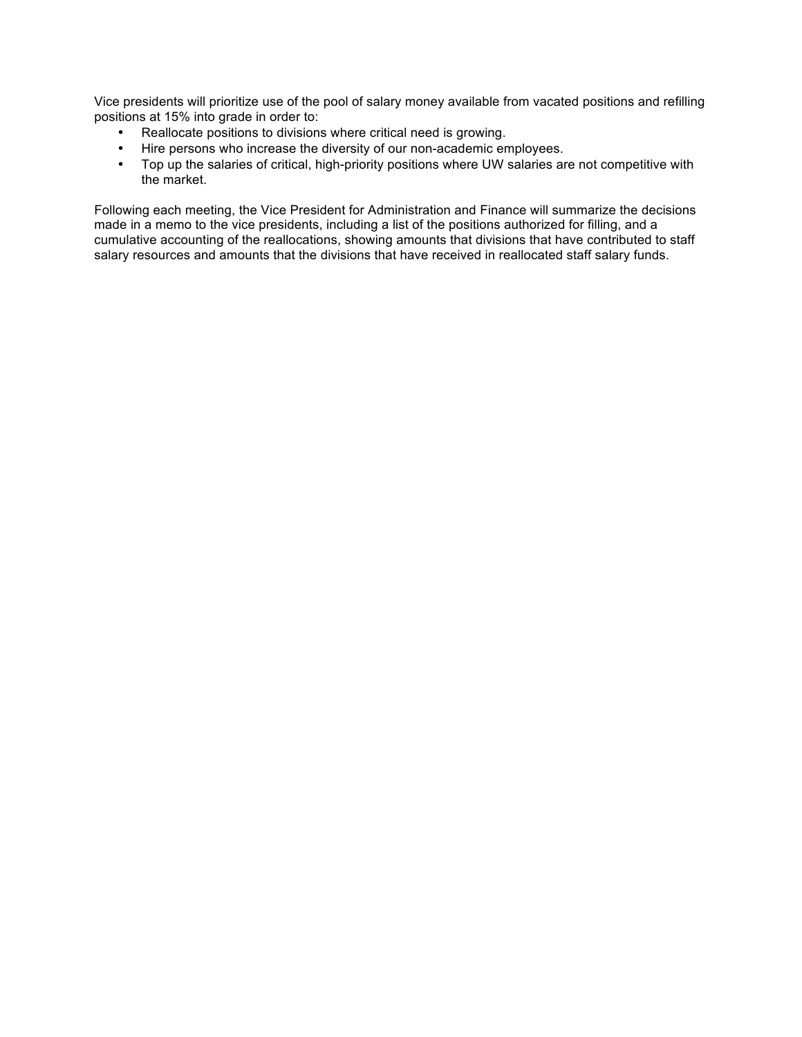Vice presidents will prioritize use of the pool of salary money available from vacated positions and refilling positions at 15% into grade in order to:

- Reallocate positions to divisions where critical need is growing.
- Hire persons who increase the diversity of our non-academic employees.
- Top up the salaries of critical, high-priority positions where UW salaries are not competitive with the market.

Following each meeting, the Vice President for Administration and Finance will summarize the decisions made in a memo to the vice presidents, including a list of the positions authorized for filling, and a cumulative accounting of the reallocations, showing amounts that divisions that have contributed to staff salary resources and amounts that the divisions that have received in reallocated staff salary funds.